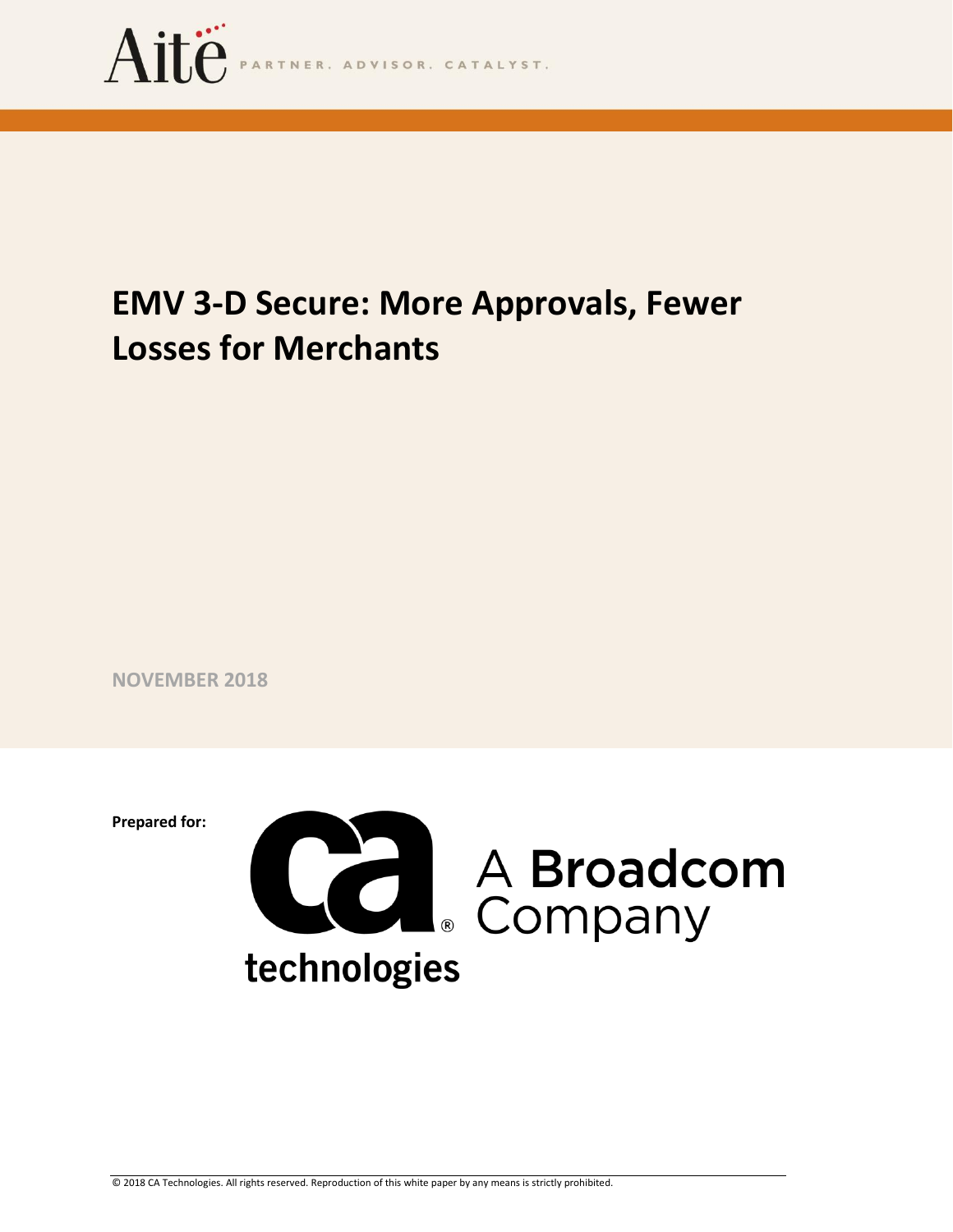Aite PARTNER. ADVISOR. CATALYST.

# EMV 3-D Secure: More Approvals, Fewer Losses for Merchants

**NOVEMBER 2018**

**Prepared for:**

ca technologies A Broadcom Company

© 2018 CA Technologies. All rights reserved. Reproduction of this white paper by any means is strictly prohibited.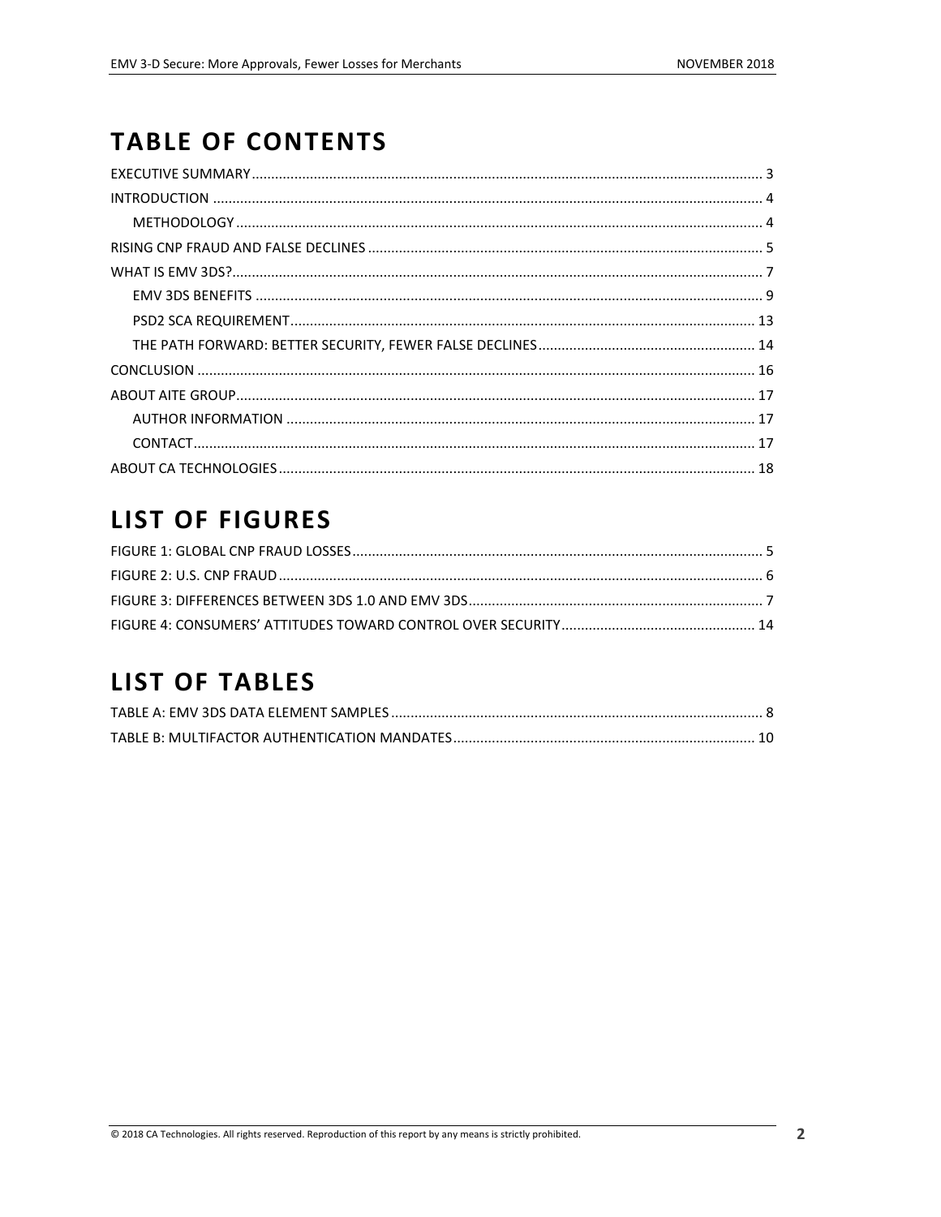# TABLE OF CONTENTS

EXECUTIVE SUMMARY .......... 3

INTRODUCTION .......... 4

- METHODOLOGY .......... 4

RISING CNP FRAUD AND FALSE DECLINES .......... 5

WHAT IS EMV 3DS? .......... 7

- EMV 3DS BENEFITS .......... 9
- PSD2 SCA REQUIREMENT .......... 13
- THE PATH FORWARD: BETTER SECURITY, FEWER FALSE DECLINES .......... 14

CONCLUSION .......... 16

ABOUT AITE GROUP .......... 17

- AUTHOR INFORMATION .......... 17
- CONTACT .......... 17

ABOUT CA TECHNOLOGIES .......... 18

# LIST OF FIGURES

FIGURE 1: GLOBAL CNP FRAUD LOSSES .......... 5

FIGURE 2: U.S. CNP FRAUD .......... 6

FIGURE 3: DIFFERENCES BETWEEN 3DS 1.0 AND EMV 3DS .......... 7

FIGURE 4: CONSUMERS' ATTITUDES TOWARD CONTROL OVER SECURITY .......... 14

# LIST OF TABLES

TABLE A: EMV 3DS DATA ELEMENT SAMPLES .......... 8

TABLE B: MULTIFACTOR AUTHENTICATION MANDATES .......... 10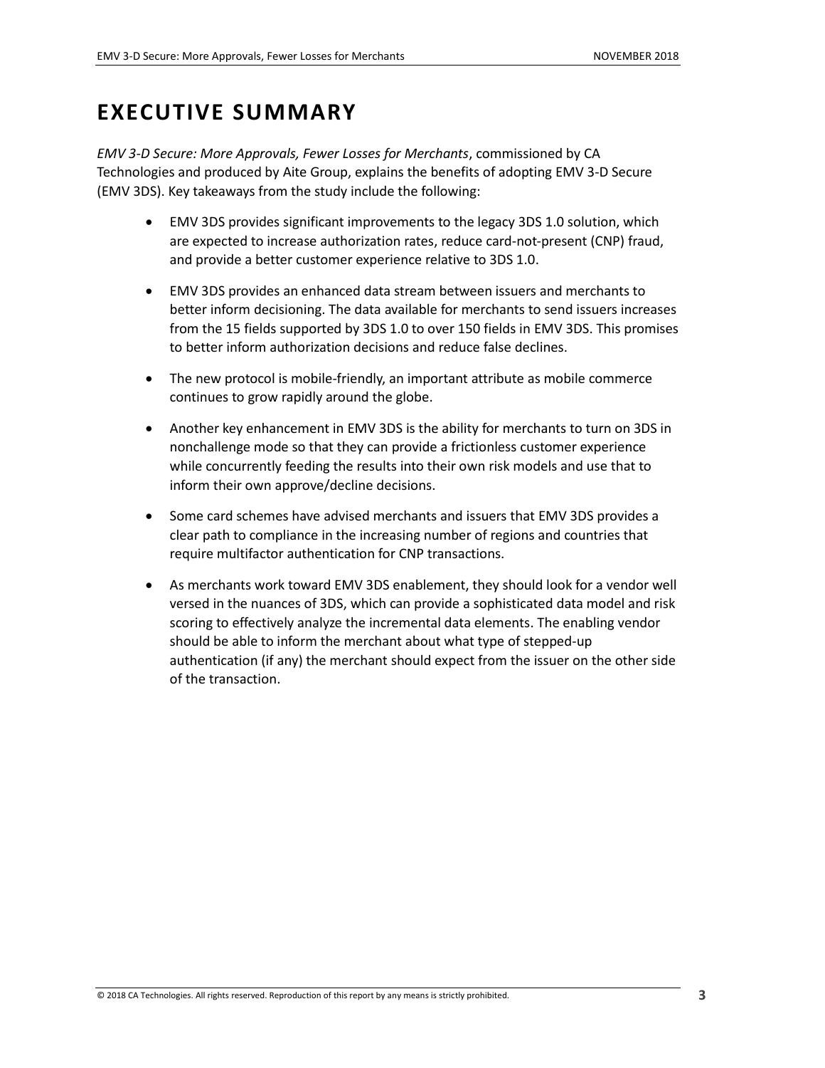# EXECUTIVE SUMMARY

*EMV 3-D Secure: More Approvals, Fewer Losses for Merchants*, commissioned by CA Technologies and produced by Aite Group, explains the benefits of adopting EMV 3-D Secure (EMV 3DS). Key takeaways from the study include the following:

- EMV 3DS provides significant improvements to the legacy 3DS 1.0 solution, which are expected to increase authorization rates, reduce card-not-present (CNP) fraud, and provide a better customer experience relative to 3DS 1.0.
- EMV 3DS provides an enhanced data stream between issuers and merchants to better inform decisioning. The data available for merchants to send issuers increases from the 15 fields supported by 3DS 1.0 to over 150 fields in EMV 3DS. This promises to better inform authorization decisions and reduce false declines.
- The new protocol is mobile-friendly, an important attribute as mobile commerce continues to grow rapidly around the globe.
- Another key enhancement in EMV 3DS is the ability for merchants to turn on 3DS in nonchallenge mode so that they can provide a frictionless customer experience while concurrently feeding the results into their own risk models and use that to inform their own approve/decline decisions.
- Some card schemes have advised merchants and issuers that EMV 3DS provides a clear path to compliance in the increasing number of regions and countries that require multifactor authentication for CNP transactions.
- As merchants work toward EMV 3DS enablement, they should look for a vendor well versed in the nuances of 3DS, which can provide a sophisticated data model and risk scoring to effectively analyze the incremental data elements. The enabling vendor should be able to inform the merchant about what type of stepped-up authentication (if any) the merchant should expect from the issuer on the other side of the transaction.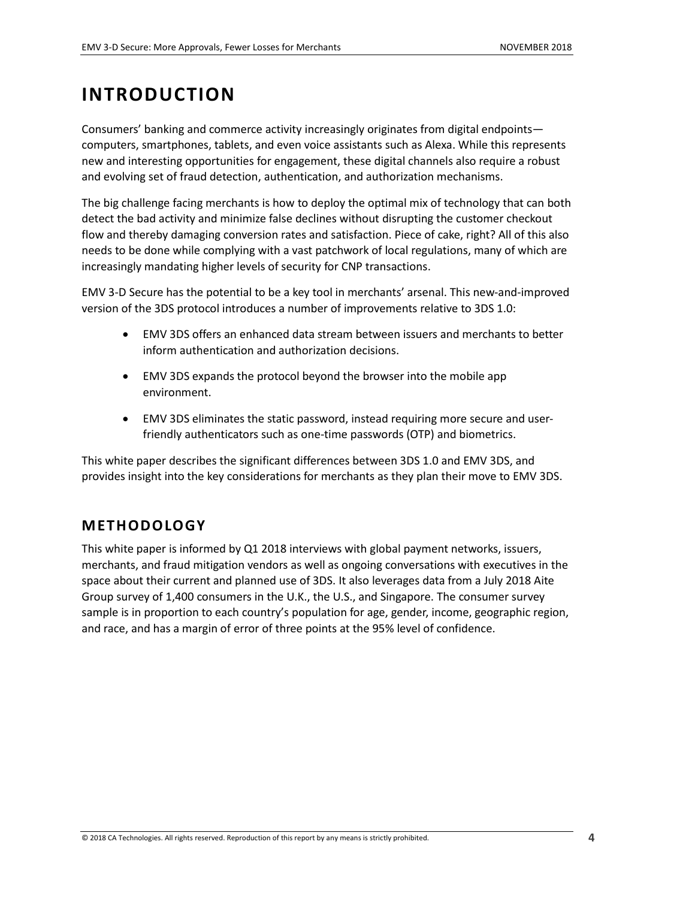# INTRODUCTION

Consumers' banking and commerce activity increasingly originates from digital endpoints—computers, smartphones, tablets, and even voice assistants such as Alexa. While this represents new and interesting opportunities for engagement, these digital channels also require a robust and evolving set of fraud detection, authentication, and authorization mechanisms.

The big challenge facing merchants is how to deploy the optimal mix of technology that can both detect the bad activity and minimize false declines without disrupting the customer checkout flow and thereby damaging conversion rates and satisfaction. Piece of cake, right? All of this also needs to be done while complying with a vast patchwork of local regulations, many of which are increasingly mandating higher levels of security for CNP transactions.

EMV 3-D Secure has the potential to be a key tool in merchants' arsenal. This new-and-improved version of the 3DS protocol introduces a number of improvements relative to 3DS 1.0:

- EMV 3DS offers an enhanced data stream between issuers and merchants to better inform authentication and authorization decisions.
- EMV 3DS expands the protocol beyond the browser into the mobile app environment.
- EMV 3DS eliminates the static password, instead requiring more secure and user-friendly authenticators such as one-time passwords (OTP) and biometrics.

This white paper describes the significant differences between 3DS 1.0 and EMV 3DS, and provides insight into the key considerations for merchants as they plan their move to EMV 3DS.

## METHODOLOGY

This white paper is informed by Q1 2018 interviews with global payment networks, issuers, merchants, and fraud mitigation vendors as well as ongoing conversations with executives in the space about their current and planned use of 3DS. It also leverages data from a July 2018 Aite Group survey of 1,400 consumers in the U.K., the U.S., and Singapore. The consumer survey sample is in proportion to each country's population for age, gender, income, geographic region, and race, and has a margin of error of three points at the 95% level of confidence.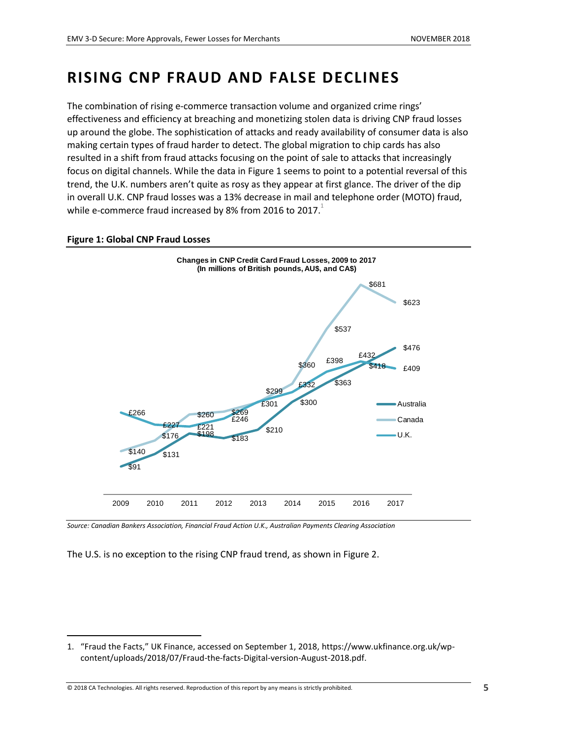# RISING CNP FRAUD AND FALSE DECLINES

The combination of rising e-commerce transaction volume and organized crime rings' effectiveness and efficiency at breaching and monetizing stolen data is driving CNP fraud losses up around the globe. The sophistication of attacks and ready availability of consumer data is also making certain types of fraud harder to detect. The global migration to chip cards has also resulted in a shift from fraud attacks focusing on the point of sale to attacks that increasingly focus on digital channels. While the data in Figure 1 seems to point to a potential reversal of this trend, the U.K. numbers aren't quite as rosy as they appear at first glance. The driver of the dip in overall U.K. CNP fraud losses was a 13% decrease in mail and telephone order (MOTO) fraud, while e-commerce fraud increased by 8% from 2016 to 2017.[1]

**Figure 1: Global CNP Fraud Losses**

**Changes in CNP Credit Card Fraud Losses, 2009 to 2017**
**(In millions of British pounds, AU$, and CA$)**

| Year | Australia | Canada | U.K. |
|---|---|---|---|
| 2009 | $91 | $140 | £266 |
| 2010 | $131 | $176 | £227 |
| 2011 | $198 | $260 | £221 |
| 2012 | $183 | $269 | £246 |
| 2013 | $210 | $299 | £301 |
| 2014 | $300 | $360 | £332 |
| 2015 | $363 | $537 | £398 |
| 2016 | $418 | $681 | £432 |
| 2017 | $476 | $623 | £409 |

*Source: Canadian Bankers Association, Financial Fraud Action U.K., Australian Payments Clearing Association*

The U.S. is no exception to the rising CNP fraud trend, as shown in Figure 2.

---

1. "Fraud the Facts," UK Finance, accessed on September 1, 2018, https://www.ukfinance.org.uk/wp-content/uploads/2018/07/Fraud-the-facts-Digital-version-August-2018.pdf.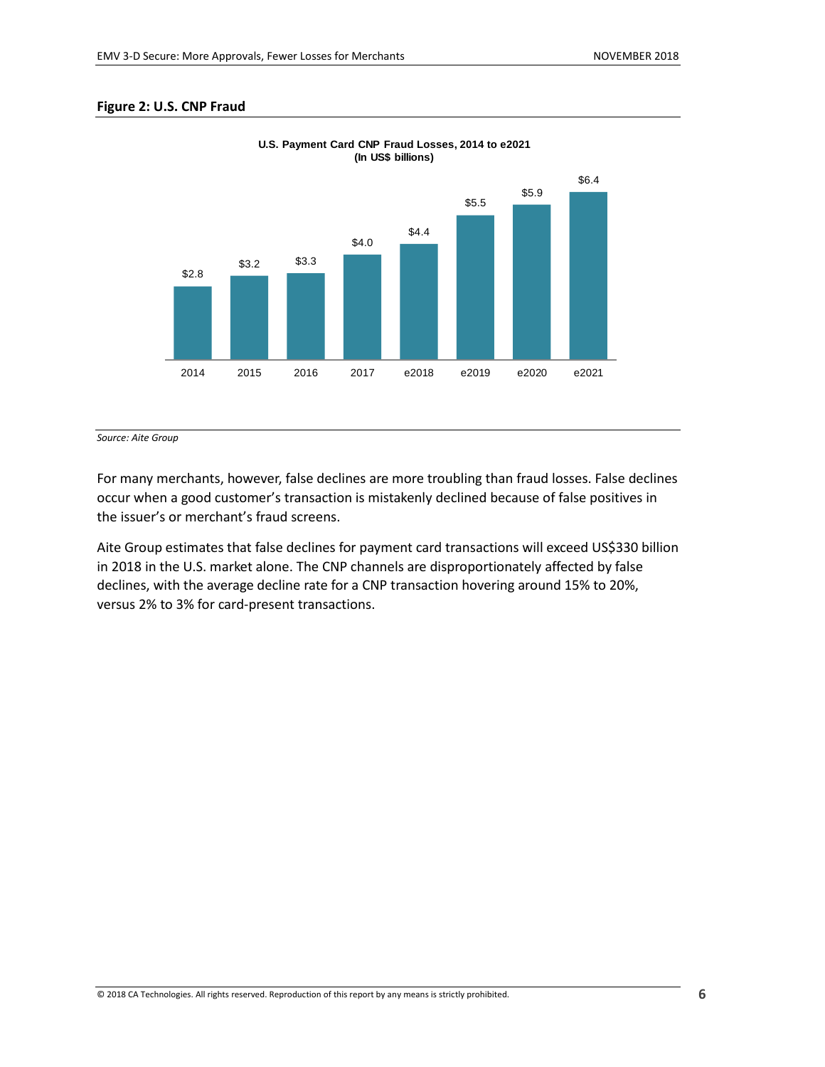**Figure 2: U.S. CNP Fraud**

**U.S. Payment Card CNP Fraud Losses, 2014 to e2021 (In US$ billions)**

| 2014 | 2015 | 2016 | 2017 | e2018 | e2019 | e2020 | e2021 |
|---|---|---|---|---|---|---|---|
| $2.8 | $3.2 | $3.3 | $4.0 | $4.4 | $5.5 | $5.9 | $6.4 |

*Source: Aite Group*

For many merchants, however, false declines are more troubling than fraud losses. False declines occur when a good customer's transaction is mistakenly declined because of false positives in the issuer's or merchant's fraud screens.

Aite Group estimates that false declines for payment card transactions will exceed US$330 billion in 2018 in the U.S. market alone. The CNP channels are disproportionately affected by false declines, with the average decline rate for a CNP transaction hovering around 15% to 20%, versus 2% to 3% for card-present transactions.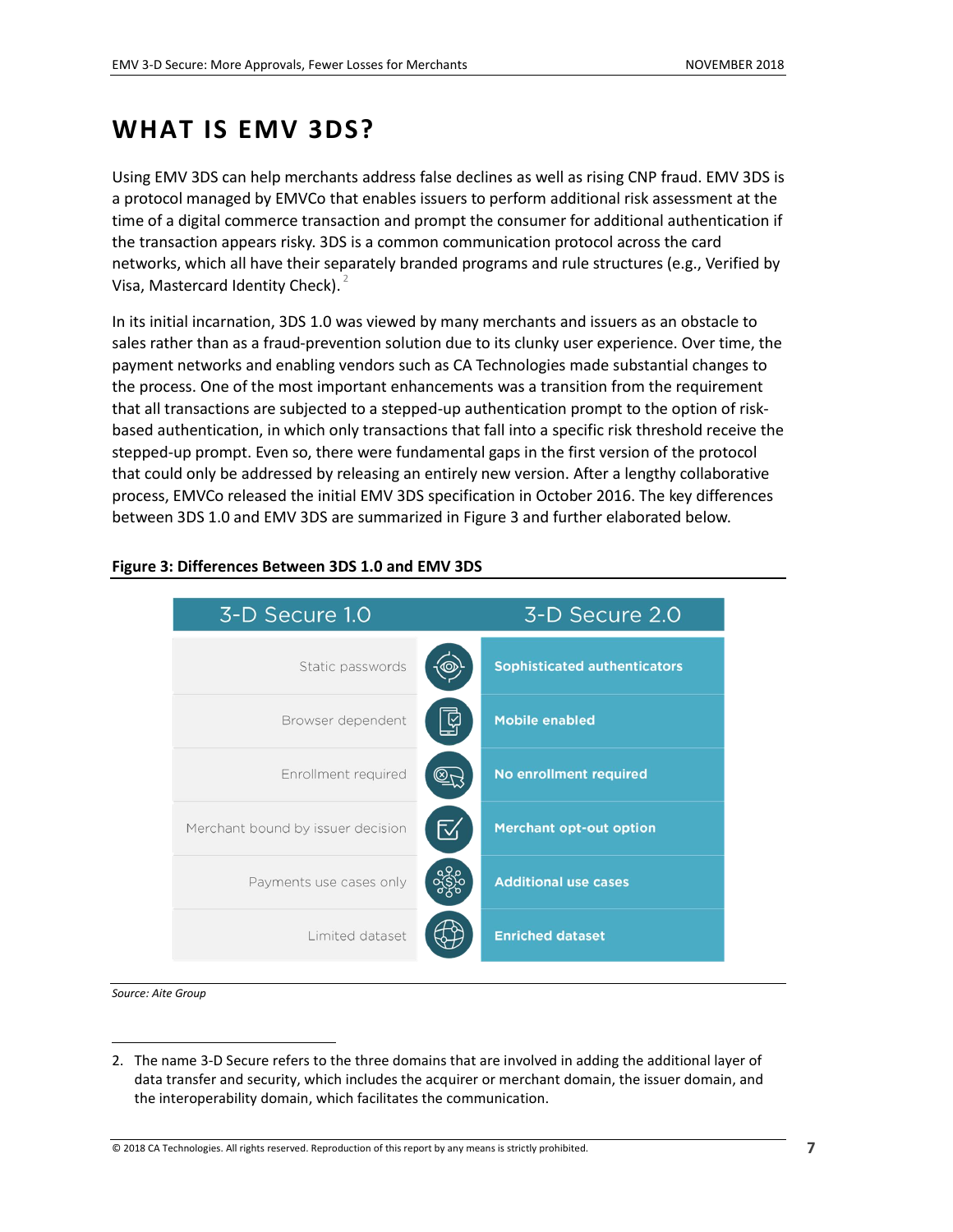# WHAT IS EMV 3DS?

Using EMV 3DS can help merchants address false declines as well as rising CNP fraud. EMV 3DS is a protocol managed by EMVCo that enables issuers to perform additional risk assessment at the time of a digital commerce transaction and prompt the consumer for additional authentication if the transaction appears risky. 3DS is a common communication protocol across the card networks, which all have their separately branded programs and rule structures (e.g., Verified by Visa, Mastercard Identity Check).[2]

In its initial incarnation, 3DS 1.0 was viewed by many merchants and issuers as an obstacle to sales rather than as a fraud-prevention solution due to its clunky user experience. Over time, the payment networks and enabling vendors such as CA Technologies made substantial changes to the process. One of the most important enhancements was a transition from the requirement that all transactions are subjected to a stepped-up authentication prompt to the option of risk-based authentication, in which only transactions that fall into a specific risk threshold receive the stepped-up prompt. Even so, there were fundamental gaps in the first version of the protocol that could only be addressed by releasing an entirely new version. After a lengthy collaborative process, EMVCo released the initial EMV 3DS specification in October 2016. The key differences between 3DS 1.0 and EMV 3DS are summarized in Figure 3 and further elaborated below.

**Figure 3: Differences Between 3DS 1.0 and EMV 3DS**

| 3-D Secure 1.0 | 3-D Secure 2.0 |
|---|---|
| Static passwords | **Sophisticated authenticators** |
| Browser dependent | **Mobile enabled** |
| Enrollment required | **No enrollment required** |
| Merchant bound by issuer decision | **Merchant opt-out option** |
| Payments use cases only | **Additional use cases** |
| Limited dataset | **Enriched dataset** |

*Source: Aite Group*

2. The name 3-D Secure refers to the three domains that are involved in adding the additional layer of data transfer and security, which includes the acquirer or merchant domain, the issuer domain, and the interoperability domain, which facilitates the communication.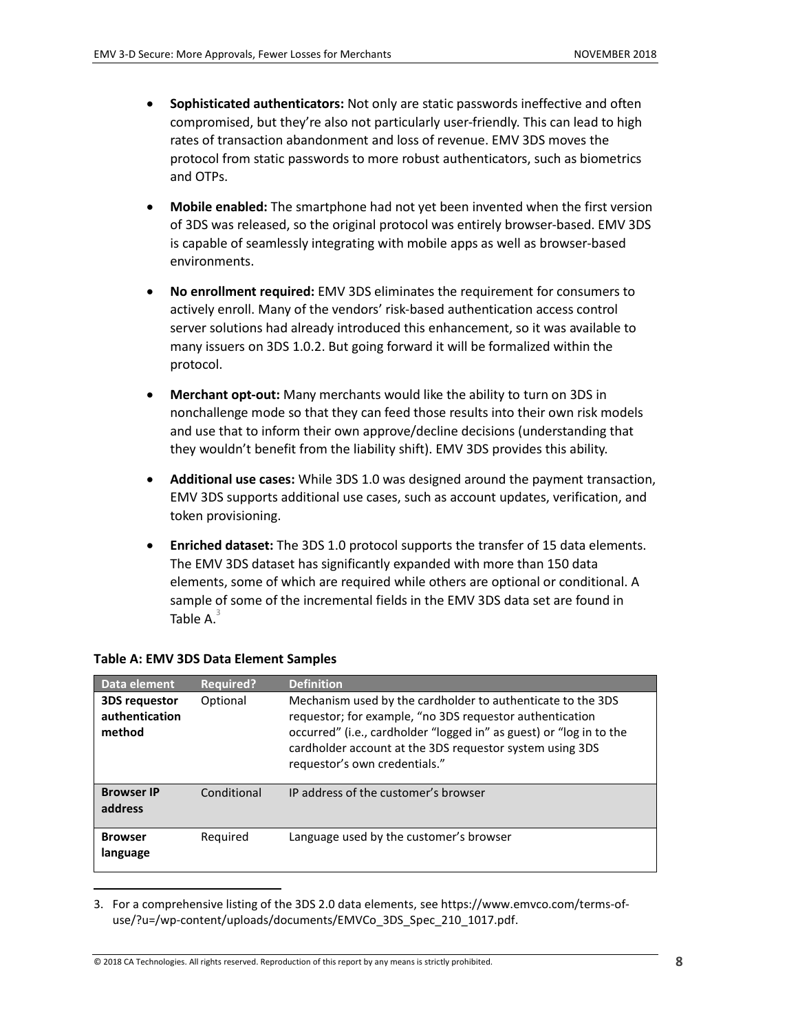- **Sophisticated authenticators:** Not only are static passwords ineffective and often compromised, but they're also not particularly user-friendly. This can lead to high rates of transaction abandonment and loss of revenue. EMV 3DS moves the protocol from static passwords to more robust authenticators, such as biometrics and OTPs.
- **Mobile enabled:** The smartphone had not yet been invented when the first version of 3DS was released, so the original protocol was entirely browser-based. EMV 3DS is capable of seamlessly integrating with mobile apps as well as browser-based environments.
- **No enrollment required:** EMV 3DS eliminates the requirement for consumers to actively enroll. Many of the vendors' risk-based authentication access control server solutions had already introduced this enhancement, so it was available to many issuers on 3DS 1.0.2. But going forward it will be formalized within the protocol.
- **Merchant opt-out:** Many merchants would like the ability to turn on 3DS in nonchallenge mode so that they can feed those results into their own risk models and use that to inform their own approve/decline decisions (understanding that they wouldn't benefit from the liability shift). EMV 3DS provides this ability.
- **Additional use cases:** While 3DS 1.0 was designed around the payment transaction, EMV 3DS supports additional use cases, such as account updates, verification, and token provisioning.
- **Enriched dataset:** The 3DS 1.0 protocol supports the transfer of 15 data elements. The EMV 3DS dataset has significantly expanded with more than 150 data elements, some of which are required while others are optional or conditional. A sample of some of the incremental fields in the EMV 3DS data set are found in Table A.[3]

**Table A: EMV 3DS Data Element Samples**

| Data element | Required? | Definition |
|---|---|---|
| **3DS requestor authentication method** | Optional | Mechanism used by the cardholder to authenticate to the 3DS requestor; for example, "no 3DS requestor authentication occurred" (i.e., cardholder "logged in" as guest) or "log in to the cardholder account at the 3DS requestor system using 3DS requestor's own credentials." |
| **Browser IP address** | Conditional | IP address of the customer's browser |
| **Browser language** | Required | Language used by the customer's browser |

3. For a comprehensive listing of the 3DS 2.0 data elements, see https://www.emvco.com/terms-of-use/?u=/wp-content/uploads/documents/EMVCo_3DS_Spec_210_1017.pdf.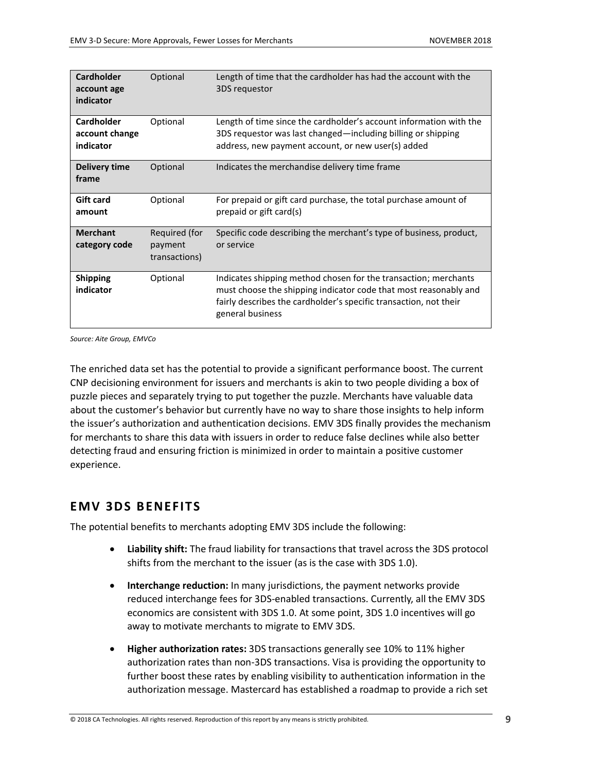| | | |
|---|---|---|
| **Cardholder account age indicator** | Optional | Length of time that the cardholder has had the account with the 3DS requestor |
| **Cardholder account change indicator** | Optional | Length of time since the cardholder's account information with the 3DS requestor was last changed—including billing or shipping address, new payment account, or new user(s) added |
| **Delivery time frame** | Optional | Indicates the merchandise delivery time frame |
| **Gift card amount** | Optional | For prepaid or gift card purchase, the total purchase amount of prepaid or gift card(s) |
| **Merchant category code** | Required (for payment transactions) | Specific code describing the merchant's type of business, product, or service |
| **Shipping indicator** | Optional | Indicates shipping method chosen for the transaction; merchants must choose the shipping indicator code that most reasonably and fairly describes the cardholder's specific transaction, not their general business |

*Source: Aite Group, EMVCo*

The enriched data set has the potential to provide a significant performance boost. The current CNP decisioning environment for issuers and merchants is akin to two people dividing a box of puzzle pieces and separately trying to put together the puzzle. Merchants have valuable data about the customer's behavior but currently have no way to share those insights to help inform the issuer's authorization and authentication decisions. EMV 3DS finally provides the mechanism for merchants to share this data with issuers in order to reduce false declines while also better detecting fraud and ensuring friction is minimized in order to maintain a positive customer experience.

## EMV 3DS BENEFITS

The potential benefits to merchants adopting EMV 3DS include the following:

- **Liability shift:** The fraud liability for transactions that travel across the 3DS protocol shifts from the merchant to the issuer (as is the case with 3DS 1.0).
- **Interchange reduction:** In many jurisdictions, the payment networks provide reduced interchange fees for 3DS-enabled transactions. Currently, all the EMV 3DS economics are consistent with 3DS 1.0. At some point, 3DS 1.0 incentives will go away to motivate merchants to migrate to EMV 3DS.
- **Higher authorization rates:** 3DS transactions generally see 10% to 11% higher authorization rates than non-3DS transactions. Visa is providing the opportunity to further boost these rates by enabling visibility to authentication information in the authorization message. Mastercard has established a roadmap to provide a rich set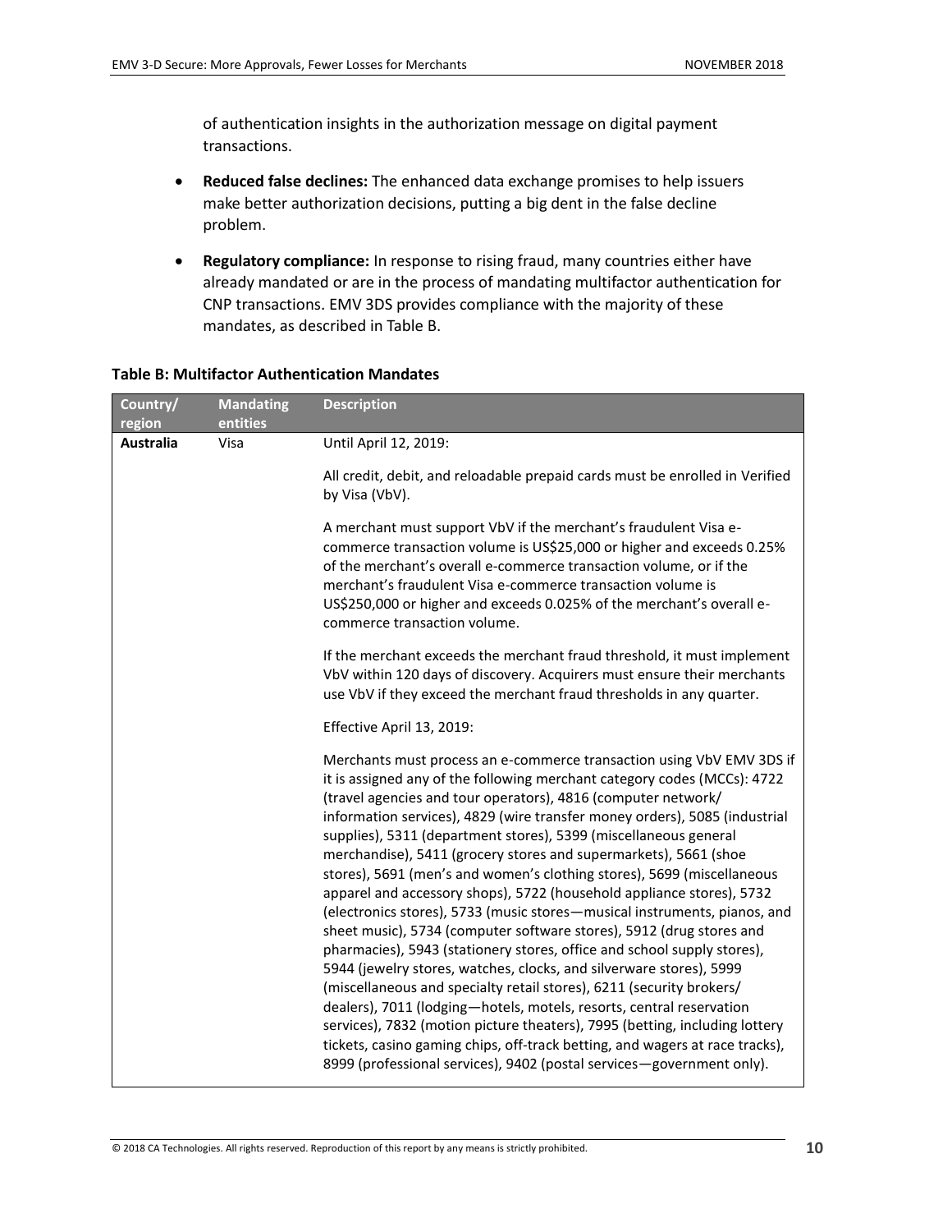of authentication insights in the authorization message on digital payment transactions.

- **Reduced false declines:** The enhanced data exchange promises to help issuers make better authorization decisions, putting a big dent in the false decline problem.
- **Regulatory compliance:** In response to rising fraud, many countries either have already mandated or are in the process of mandating multifactor authentication for CNP transactions. EMV 3DS provides compliance with the majority of these mandates, as described in Table B.

**Table B: Multifactor Authentication Mandates**

| Country/ region | Mandating entities | Description |
|---|---|---|
| **Australia** | Visa | Until April 12, 2019:<br><br>All credit, debit, and reloadable prepaid cards must be enrolled in Verified by Visa (VbV).<br><br>A merchant must support VbV if the merchant's fraudulent Visa e-commerce transaction volume is US$25,000 or higher and exceeds 0.25% of the merchant's overall e-commerce transaction volume, or if the merchant's fraudulent Visa e-commerce transaction volume is US$250,000 or higher and exceeds 0.025% of the merchant's overall e-commerce transaction volume.<br><br>If the merchant exceeds the merchant fraud threshold, it must implement VbV within 120 days of discovery. Acquirers must ensure their merchants use VbV if they exceed the merchant fraud thresholds in any quarter.<br><br>Effective April 13, 2019:<br><br>Merchants must process an e-commerce transaction using VbV EMV 3DS if it is assigned any of the following merchant category codes (MCCs): 4722 (travel agencies and tour operators), 4816 (computer network/ information services), 4829 (wire transfer money orders), 5085 (industrial supplies), 5311 (department stores), 5399 (miscellaneous general merchandise), 5411 (grocery stores and supermarkets), 5661 (shoe stores), 5691 (men's and women's clothing stores), 5699 (miscellaneous apparel and accessory shops), 5722 (household appliance stores), 5732 (electronics stores), 5733 (music stores—musical instruments, pianos, and sheet music), 5734 (computer software stores), 5912 (drug stores and pharmacies), 5943 (stationery stores, office and school supply stores), 5944 (jewelry stores, watches, clocks, and silverware stores), 5999 (miscellaneous and specialty retail stores), 6211 (security brokers/ dealers), 7011 (lodging—hotels, motels, resorts, central reservation services), 7832 (motion picture theaters), 7995 (betting, including lottery tickets, casino gaming chips, off-track betting, and wagers at race tracks), 8999 (professional services), 9402 (postal services—government only). |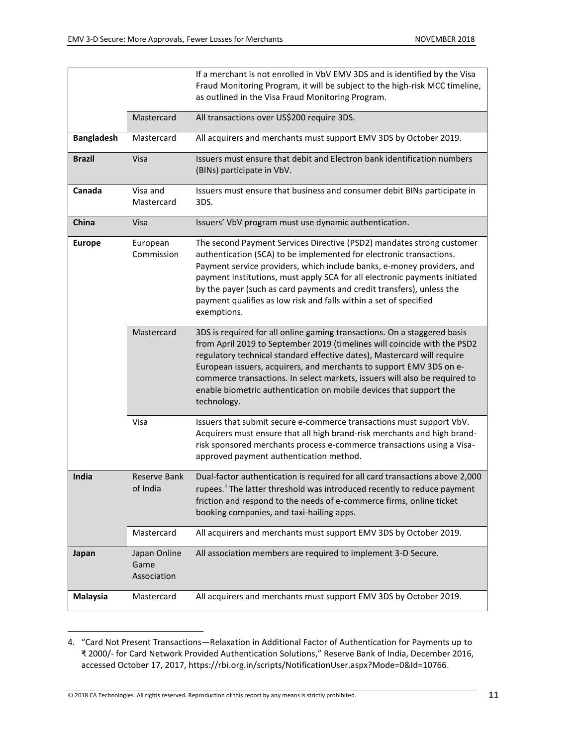| | | |
|---|---|---|
| | | If a merchant is not enrolled in VbV EMV 3DS and is identified by the Visa Fraud Monitoring Program, it will be subject to the high-risk MCC timeline, as outlined in the Visa Fraud Monitoring Program. |
| | Mastercard | All transactions over US$200 require 3DS. |
| **Bangladesh** | Mastercard | All acquirers and merchants must support EMV 3DS by October 2019. |
| **Brazil** | Visa | Issuers must ensure that debit and Electron bank identification numbers (BINs) participate in VbV. |
| **Canada** | Visa and Mastercard | Issuers must ensure that business and consumer debit BINs participate in 3DS. |
| **China** | Visa | Issuers' VbV program must use dynamic authentication. |
| **Europe** | European Commission | The second Payment Services Directive (PSD2) mandates strong customer authentication (SCA) to be implemented for electronic transactions. Payment service providers, which include banks, e-money providers, and payment institutions, must apply SCA for all electronic payments initiated by the payer (such as card payments and credit transfers), unless the payment qualifies as low risk and falls within a set of specified exemptions. |
| | Mastercard | 3DS is required for all online gaming transactions. On a staggered basis from April 2019 to September 2019 (timelines will coincide with the PSD2 regulatory technical standard effective dates), Mastercard will require European issuers, acquirers, and merchants to support EMV 3DS on e-commerce transactions. In select markets, issuers will also be required to enable biometric authentication on mobile devices that support the technology. |
| | Visa | Issuers that submit secure e-commerce transactions must support VbV. Acquirers must ensure that all high brand-risk merchants and high brand-risk sponsored merchants process e-commerce transactions using a Visa-approved payment authentication method. |
| **India** | Reserve Bank of India | Dual-factor authentication is required for all card transactions above 2,000 rupees.[4] The latter threshold was introduced recently to reduce payment friction and respond to the needs of e-commerce firms, online ticket booking companies, and taxi-hailing apps. |
| | Mastercard | All acquirers and merchants must support EMV 3DS by October 2019. |
| **Japan** | Japan Online Game Association | All association members are required to implement 3-D Secure. |
| **Malaysia** | Mastercard | All acquirers and merchants must support EMV 3DS by October 2019. |

4. "Card Not Present Transactions—Relaxation in Additional Factor of Authentication for Payments up to ₹ 2000/- for Card Network Provided Authentication Solutions," Reserve Bank of India, December 2016, accessed October 17, 2017, https://rbi.org.in/scripts/NotificationUser.aspx?Mode=0&Id=10766.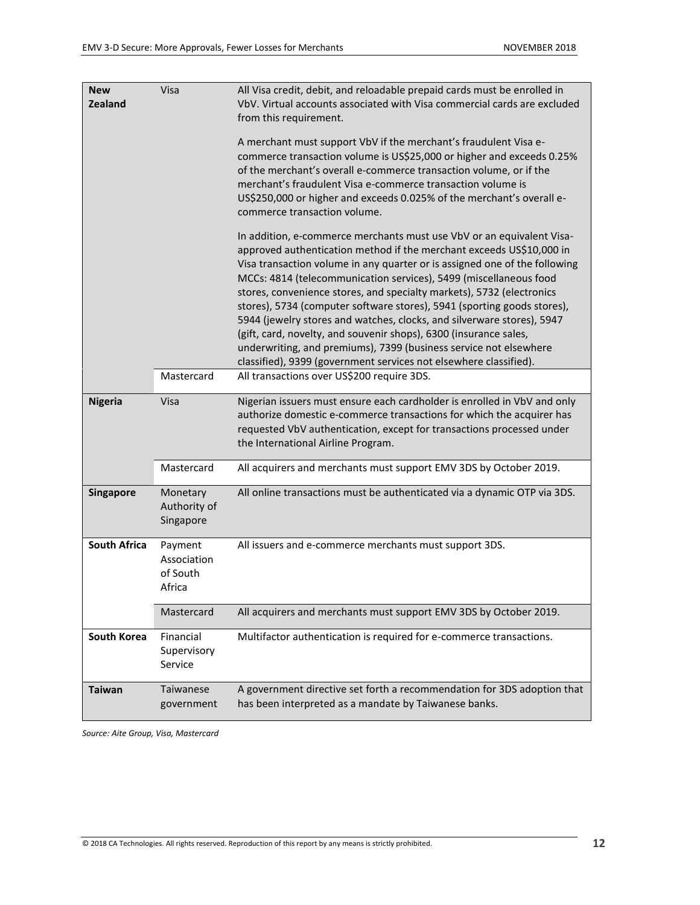| | | |
|---|---|---|
| **New Zealand** | Visa | All Visa credit, debit, and reloadable prepaid cards must be enrolled in VbV. Virtual accounts associated with Visa commercial cards are excluded from this requirement.<br><br>A merchant must support VbV if the merchant's fraudulent Visa e-commerce transaction volume is US$25,000 or higher and exceeds 0.25% of the merchant's overall e-commerce transaction volume, or if the merchant's fraudulent Visa e-commerce transaction volume is US$250,000 or higher and exceeds 0.025% of the merchant's overall e-commerce transaction volume.<br><br>In addition, e-commerce merchants must use VbV or an equivalent Visa-approved authentication method if the merchant exceeds US$10,000 in Visa transaction volume in any quarter or is assigned one of the following MCCs: 4814 (telecommunication services), 5499 (miscellaneous food stores, convenience stores, and specialty markets), 5732 (electronics stores), 5734 (computer software stores), 5941 (sporting goods stores), 5944 (jewelry stores and watches, clocks, and silverware stores), 5947 (gift, card, novelty, and souvenir shops), 6300 (insurance sales, underwriting, and premiums), 7399 (business service not elsewhere classified), 9399 (government services not elsewhere classified). |
| | Mastercard | All transactions over US$200 require 3DS. |
| **Nigeria** | Visa | Nigerian issuers must ensure each cardholder is enrolled in VbV and only authorize domestic e-commerce transactions for which the acquirer has requested VbV authentication, except for transactions processed under the International Airline Program. |
| | Mastercard | All acquirers and merchants must support EMV 3DS by October 2019. |
| **Singapore** | Monetary Authority of Singapore | All online transactions must be authenticated via a dynamic OTP via 3DS. |
| **South Africa** | Payment Association of South Africa | All issuers and e-commerce merchants must support 3DS. |
| | Mastercard | All acquirers and merchants must support EMV 3DS by October 2019. |
| **South Korea** | Financial Supervisory Service | Multifactor authentication is required for e-commerce transactions. |
| **Taiwan** | Taiwanese government | A government directive set forth a recommendation for 3DS adoption that has been interpreted as a mandate by Taiwanese banks. |

*Source: Aite Group, Visa, Mastercard*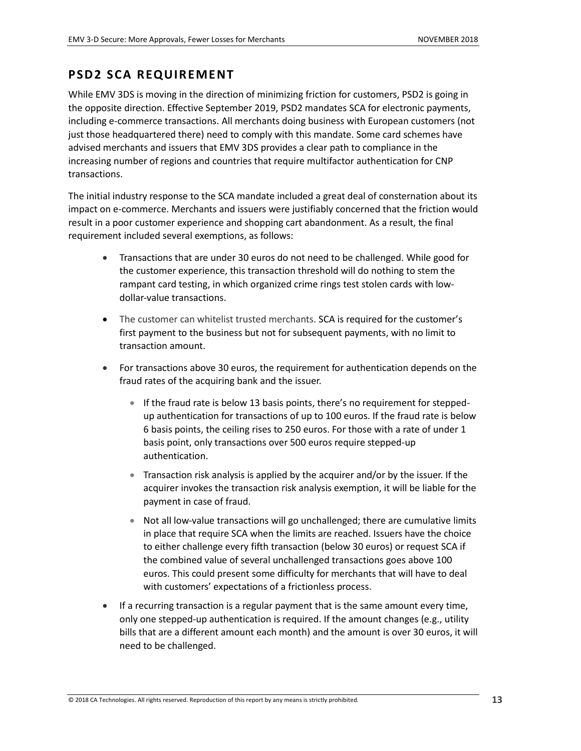## PSD2 SCA REQUIREMENT

While EMV 3DS is moving in the direction of minimizing friction for customers, PSD2 is going in the opposite direction. Effective September 2019, PSD2 mandates SCA for electronic payments, including e-commerce transactions. All merchants doing business with European customers (not just those headquartered there) need to comply with this mandate. Some card schemes have advised merchants and issuers that EMV 3DS provides a clear path to compliance in the increasing number of regions and countries that require multifactor authentication for CNP transactions.

The initial industry response to the SCA mandate included a great deal of consternation about its impact on e-commerce. Merchants and issuers were justifiably concerned that the friction would result in a poor customer experience and shopping cart abandonment. As a result, the final requirement included several exemptions, as follows:

- Transactions that are under 30 euros do not need to be challenged. While good for the customer experience, this transaction threshold will do nothing to stem the rampant card testing, in which organized crime rings test stolen cards with low-dollar-value transactions.
- The customer can whitelist trusted merchants. SCA is required for the customer's first payment to the business but not for subsequent payments, with no limit to transaction amount.
- For transactions above 30 euros, the requirement for authentication depends on the fraud rates of the acquiring bank and the issuer.
  - If the fraud rate is below 13 basis points, there's no requirement for stepped-up authentication for transactions of up to 100 euros. If the fraud rate is below 6 basis points, the ceiling rises to 250 euros. For those with a rate of under 1 basis point, only transactions over 500 euros require stepped-up authentication.
  - Transaction risk analysis is applied by the acquirer and/or by the issuer. If the acquirer invokes the transaction risk analysis exemption, it will be liable for the payment in case of fraud.
  - Not all low-value transactions will go unchallenged; there are cumulative limits in place that require SCA when the limits are reached. Issuers have the choice to either challenge every fifth transaction (below 30 euros) or request SCA if the combined value of several unchallenged transactions goes above 100 euros. This could present some difficulty for merchants that will have to deal with customers' expectations of a frictionless process.
- If a recurring transaction is a regular payment that is the same amount every time, only one stepped-up authentication is required. If the amount changes (e.g., utility bills that are a different amount each month) and the amount is over 30 euros, it will need to be challenged.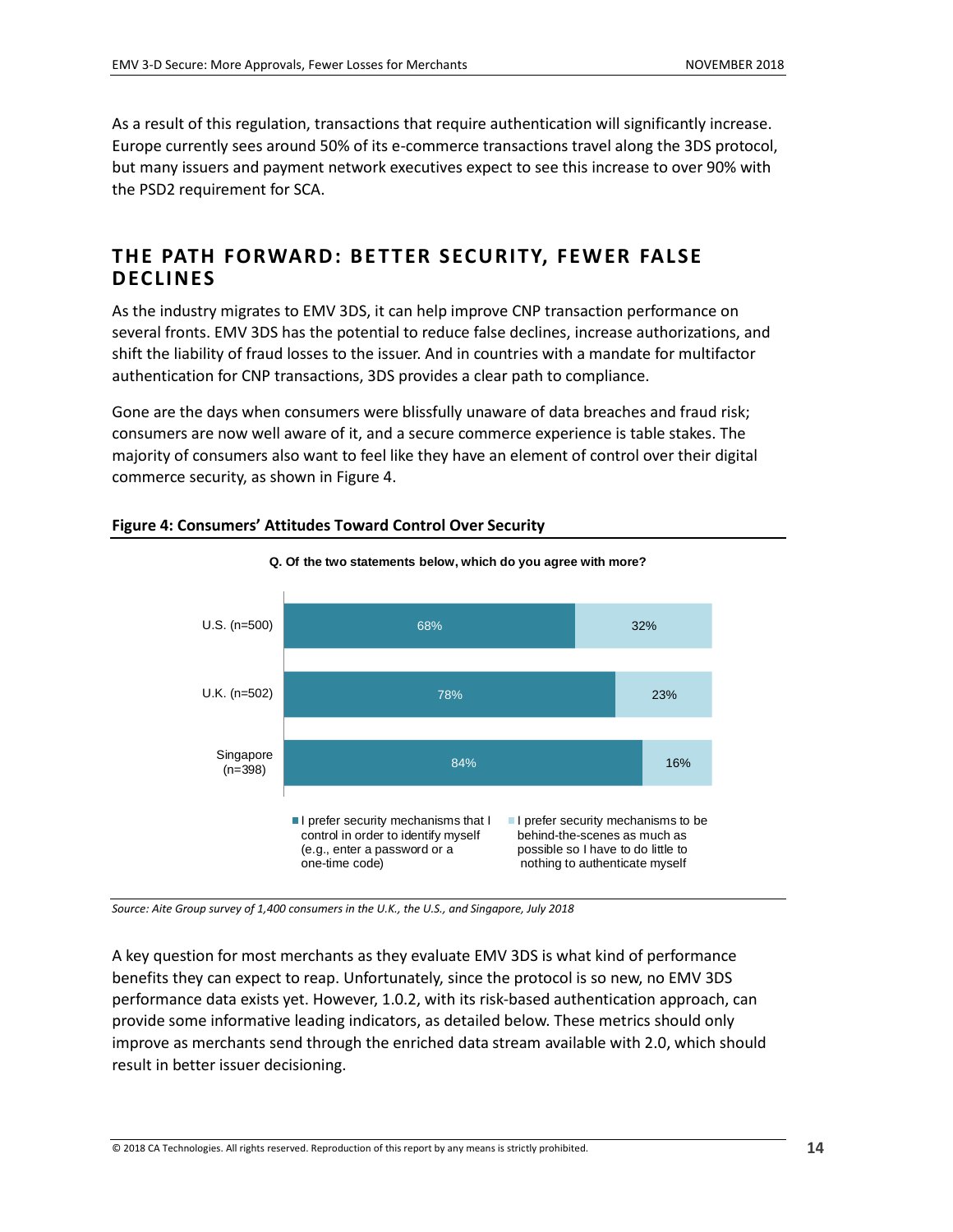As a result of this regulation, transactions that require authentication will significantly increase. Europe currently sees around 50% of its e-commerce transactions travel along the 3DS protocol, but many issuers and payment network executives expect to see this increase to over 90% with the PSD2 requirement for SCA.

## THE PATH FORWARD: BETTER SECURITY, FEWER FALSE DECLINES

As the industry migrates to EMV 3DS, it can help improve CNP transaction performance on several fronts. EMV 3DS has the potential to reduce false declines, increase authorizations, and shift the liability of fraud losses to the issuer. And in countries with a mandate for multifactor authentication for CNP transactions, 3DS provides a clear path to compliance.

Gone are the days when consumers were blissfully unaware of data breaches and fraud risk; consumers are now well aware of it, and a secure commerce experience is table stakes. The majority of consumers also want to feel like they have an element of control over their digital commerce security, as shown in Figure 4.

**Figure 4: Consumers' Attitudes Toward Control Over Security**

**Q. Of the two statements below, which do you agree with more?**

| | I prefer security mechanisms that I control in order to identify myself (e.g., enter a password or a one-time code) | I prefer security mechanisms to be behind-the-scenes as much as possible so I have to do little to nothing to authenticate myself |
|---|---|---|
| U.S. (n=500) | 68% | 32% |
| U.K. (n=502) | 78% | 23% |
| Singapore (n=398) | 84% | 16% |

*Source: Aite Group survey of 1,400 consumers in the U.K., the U.S., and Singapore, July 2018*

A key question for most merchants as they evaluate EMV 3DS is what kind of performance benefits they can expect to reap. Unfortunately, since the protocol is so new, no EMV 3DS performance data exists yet. However, 1.0.2, with its risk-based authentication approach, can provide some informative leading indicators, as detailed below. These metrics should only improve as merchants send through the enriched data stream available with 2.0, which should result in better issuer decisioning.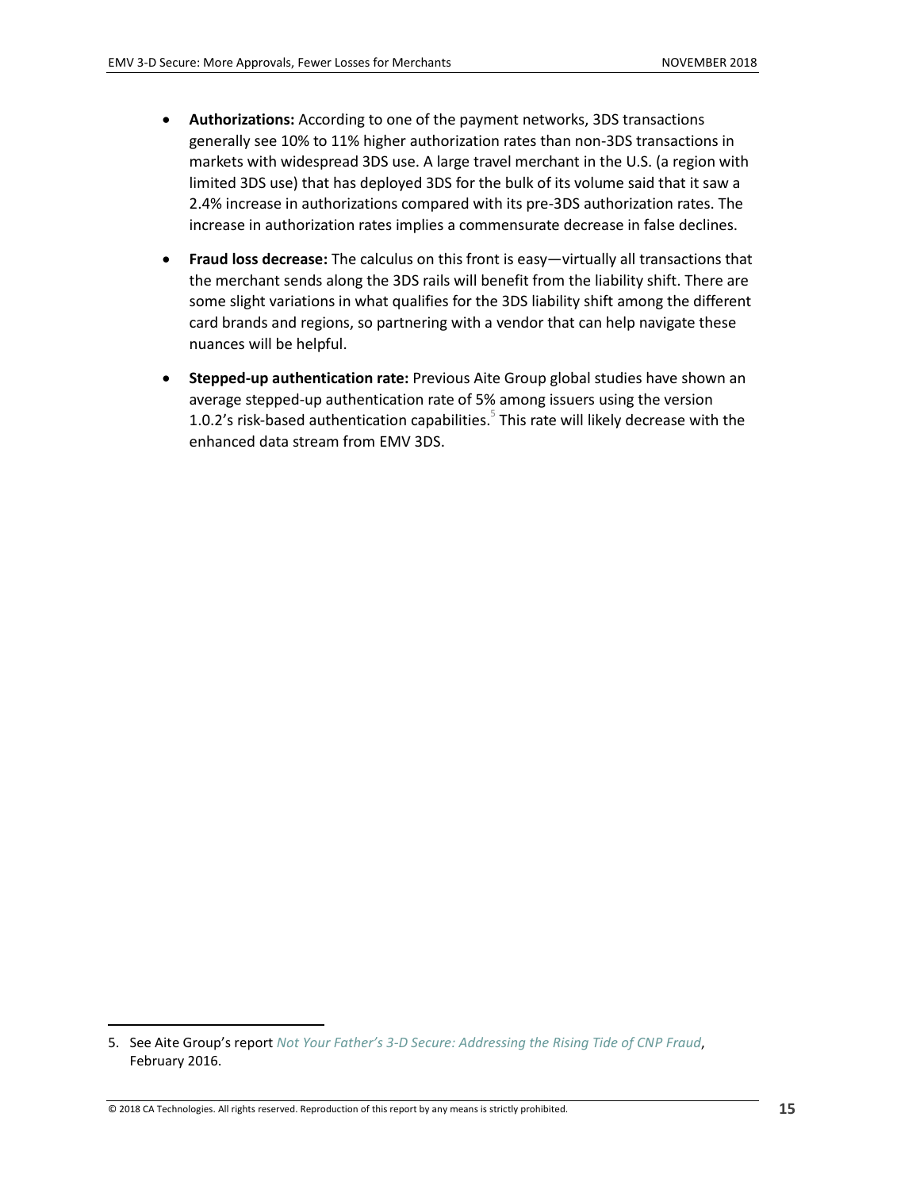- **Authorizations:** According to one of the payment networks, 3DS transactions generally see 10% to 11% higher authorization rates than non-3DS transactions in markets with widespread 3DS use. A large travel merchant in the U.S. (a region with limited 3DS use) that has deployed 3DS for the bulk of its volume said that it saw a 2.4% increase in authorizations compared with its pre-3DS authorization rates. The increase in authorization rates implies a commensurate decrease in false declines.
- **Fraud loss decrease:** The calculus on this front is easy—virtually all transactions that the merchant sends along the 3DS rails will benefit from the liability shift. There are some slight variations in what qualifies for the 3DS liability shift among the different card brands and regions, so partnering with a vendor that can help navigate these nuances will be helpful.
- **Stepped-up authentication rate:** Previous Aite Group global studies have shown an average stepped-up authentication rate of 5% among issuers using the version 1.0.2's risk-based authentication capabilities.[5] This rate will likely decrease with the enhanced data stream from EMV 3DS.

---

5. See Aite Group's report *Not Your Father's 3-D Secure: Addressing the Rising Tide of CNP Fraud*, February 2016.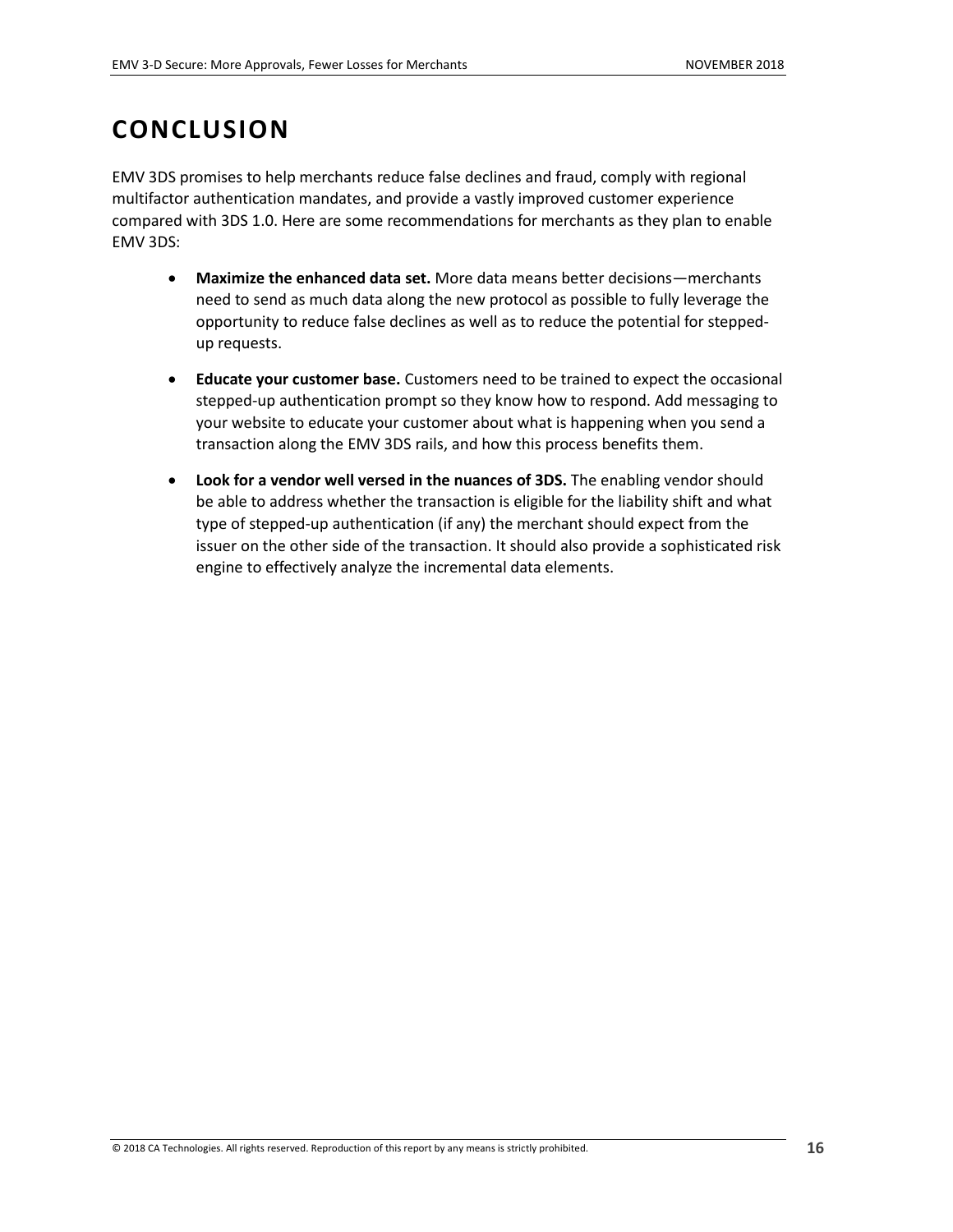# CONCLUSION

EMV 3DS promises to help merchants reduce false declines and fraud, comply with regional multifactor authentication mandates, and provide a vastly improved customer experience compared with 3DS 1.0. Here are some recommendations for merchants as they plan to enable EMV 3DS:

- **Maximize the enhanced data set.** More data means better decisions—merchants need to send as much data along the new protocol as possible to fully leverage the opportunity to reduce false declines as well as to reduce the potential for stepped-up requests.

- **Educate your customer base.** Customers need to be trained to expect the occasional stepped-up authentication prompt so they know how to respond. Add messaging to your website to educate your customer about what is happening when you send a transaction along the EMV 3DS rails, and how this process benefits them.

- **Look for a vendor well versed in the nuances of 3DS.** The enabling vendor should be able to address whether the transaction is eligible for the liability shift and what type of stepped-up authentication (if any) the merchant should expect from the issuer on the other side of the transaction. It should also provide a sophisticated risk engine to effectively analyze the incremental data elements.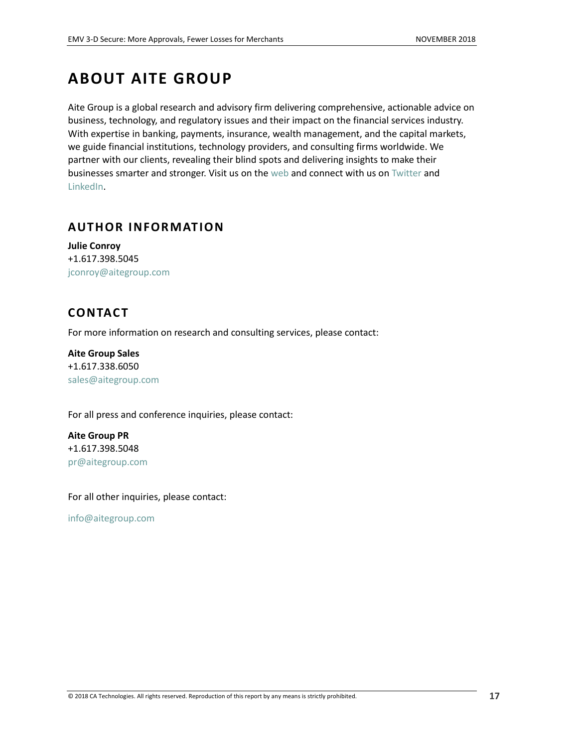# ABOUT AITE GROUP

Aite Group is a global research and advisory firm delivering comprehensive, actionable advice on business, technology, and regulatory issues and their impact on the financial services industry. With expertise in banking, payments, insurance, wealth management, and the capital markets, we guide financial institutions, technology providers, and consulting firms worldwide. We partner with our clients, revealing their blind spots and delivering insights to make their businesses smarter and stronger. Visit us on the web and connect with us on Twitter and LinkedIn.

## AUTHOR INFORMATION

**Julie Conroy**
+1.617.398.5045
jconroy@aitegroup.com

## CONTACT

For more information on research and consulting services, please contact:

**Aite Group Sales**
+1.617.338.6050
sales@aitegroup.com

For all press and conference inquiries, please contact:

**Aite Group PR**
+1.617.398.5048
pr@aitegroup.com

For all other inquiries, please contact:

info@aitegroup.com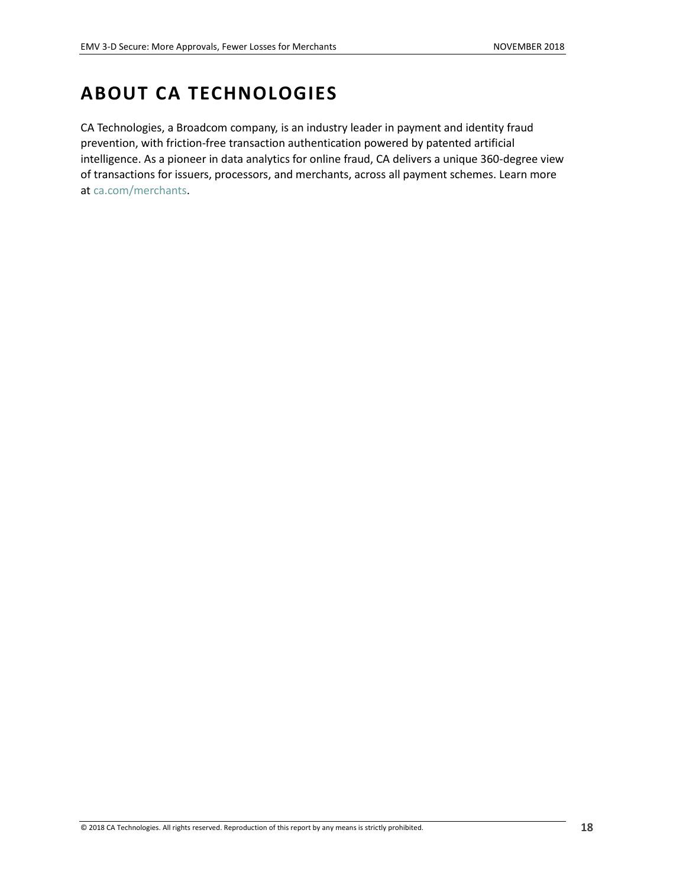# ABOUT CA TECHNOLOGIES

CA Technologies, a Broadcom company, is an industry leader in payment and identity fraud prevention, with friction-free transaction authentication powered by patented artificial intelligence. As a pioneer in data analytics for online fraud, CA delivers a unique 360-degree view of transactions for issuers, processors, and merchants, across all payment schemes. Learn more at ca.com/merchants.